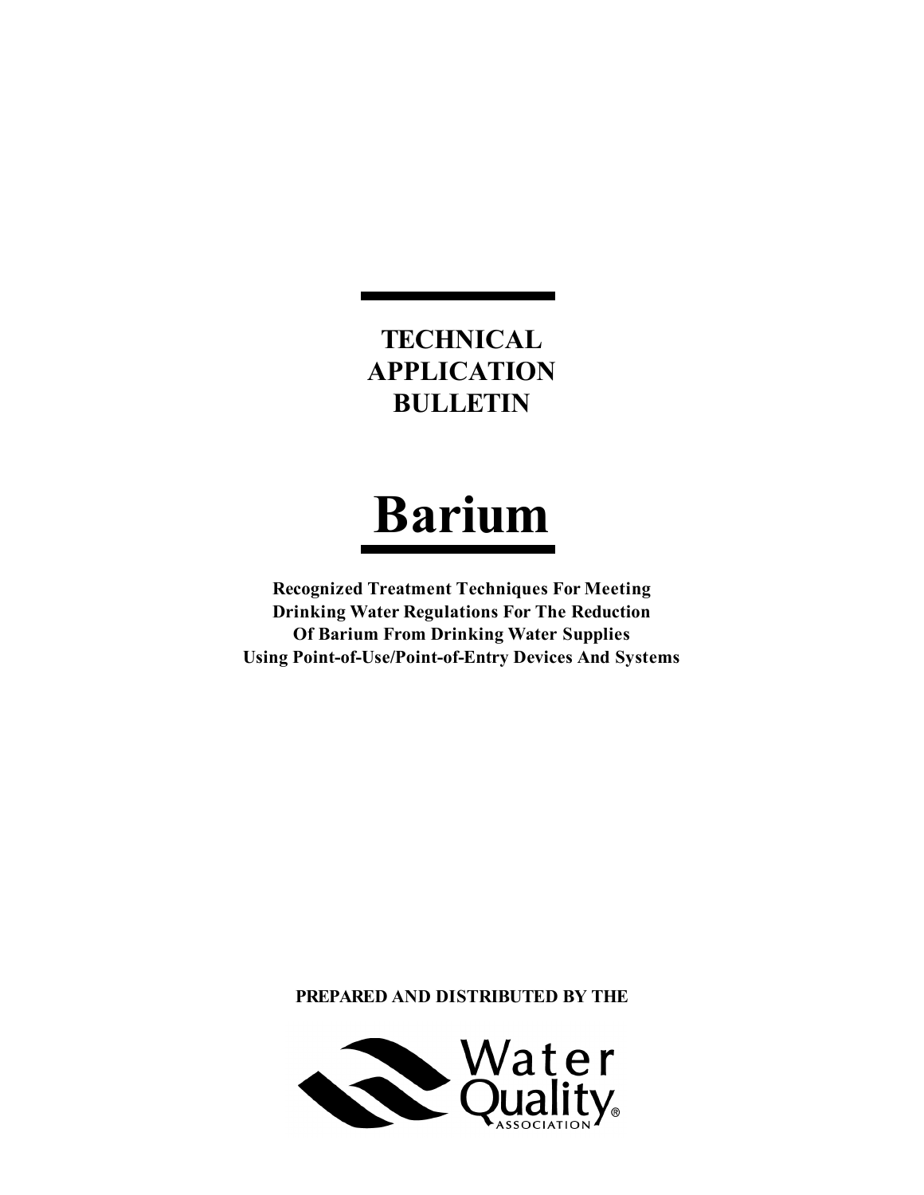# TECHNICAL APPLICATION BULLETIN

# Barium

**Recognized Treatment Techniques For Meeting Drinking Water Regulations For The Reduction Of Barium From Drinking Water Supplies Using Point-of-Use/Point-of-Entry Devices And Systems**

**PREPARED AND DISTRIBUTED BY THE**

Water Quality® ASSOCIATION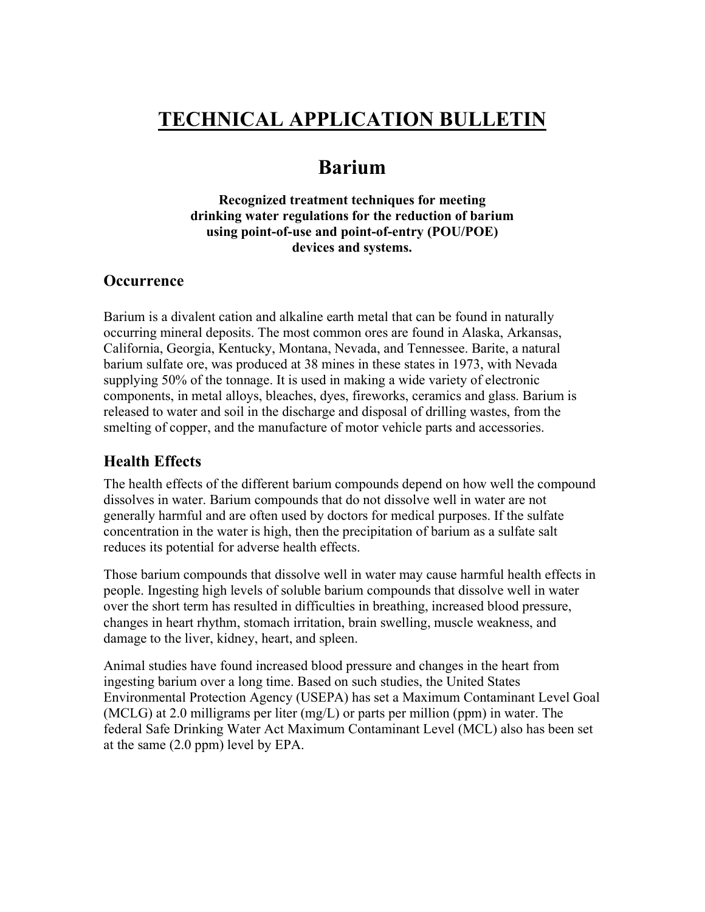# TECHNICAL APPLICATION BULLETIN

# Barium

**Recognized treatment techniques for meeting drinking water regulations for the reduction of barium using point-of-use and point-of-entry (POU/POE) devices and systems.**

## Occurrence

Barium is a divalent cation and alkaline earth metal that can be found in naturally occurring mineral deposits. The most common ores are found in Alaska, Arkansas, California, Georgia, Kentucky, Montana, Nevada, and Tennessee. Barite, a natural barium sulfate ore, was produced at 38 mines in these states in 1973, with Nevada supplying 50% of the tonnage. It is used in making a wide variety of electronic components, in metal alloys, bleaches, dyes, fireworks, ceramics and glass. Barium is released to water and soil in the discharge and disposal of drilling wastes, from the smelting of copper, and the manufacture of motor vehicle parts and accessories.

## Health Effects

The health effects of the different barium compounds depend on how well the compound dissolves in water. Barium compounds that do not dissolve well in water are not generally harmful and are often used by doctors for medical purposes. If the sulfate concentration in the water is high, then the precipitation of barium as a sulfate salt reduces its potential for adverse health effects.

Those barium compounds that dissolve well in water may cause harmful health effects in people. Ingesting high levels of soluble barium compounds that dissolve well in water over the short term has resulted in difficulties in breathing, increased blood pressure, changes in heart rhythm, stomach irritation, brain swelling, muscle weakness, and damage to the liver, kidney, heart, and spleen.

Animal studies have found increased blood pressure and changes in the heart from ingesting barium over a long time. Based on such studies, the United States Environmental Protection Agency (USEPA) has set a Maximum Contaminant Level Goal (MCLG) at 2.0 milligrams per liter (mg/L) or parts per million (ppm) in water. The federal Safe Drinking Water Act Maximum Contaminant Level (MCL) also has been set at the same (2.0 ppm) level by EPA.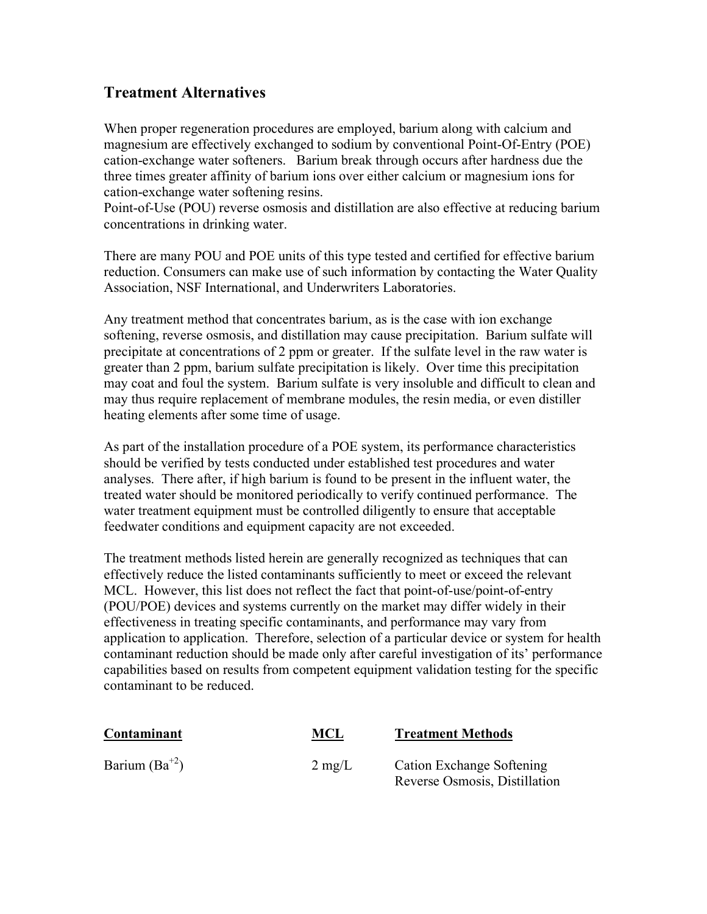## Treatment Alternatives

When proper regeneration procedures are employed, barium along with calcium and magnesium are effectively exchanged to sodium by conventional Point-Of-Entry (POE) cation-exchange water softeners. Barium break through occurs after hardness due the three times greater affinity of barium ions over either calcium or magnesium ions for cation-exchange water softening resins.
Point-of-Use (POU) reverse osmosis and distillation are also effective at reducing barium concentrations in drinking water.

There are many POU and POE units of this type tested and certified for effective barium reduction. Consumers can make use of such information by contacting the Water Quality Association, NSF International, and Underwriters Laboratories.

Any treatment method that concentrates barium, as is the case with ion exchange softening, reverse osmosis, and distillation may cause precipitation. Barium sulfate will precipitate at concentrations of 2 ppm or greater. If the sulfate level in the raw water is greater than 2 ppm, barium sulfate precipitation is likely. Over time this precipitation may coat and foul the system. Barium sulfate is very insoluble and difficult to clean and may thus require replacement of membrane modules, the resin media, or even distiller heating elements after some time of usage.

As part of the installation procedure of a POE system, its performance characteristics should be verified by tests conducted under established test procedures and water analyses. There after, if high barium is found to be present in the influent water, the treated water should be monitored periodically to verify continued performance. The water treatment equipment must be controlled diligently to ensure that acceptable feedwater conditions and equipment capacity are not exceeded.

The treatment methods listed herein are generally recognized as techniques that can effectively reduce the listed contaminants sufficiently to meet or exceed the relevant MCL. However, this list does not reflect the fact that point-of-use/point-of-entry (POU/POE) devices and systems currently on the market may differ widely in their effectiveness in treating specific contaminants, and performance may vary from application to application. Therefore, selection of a particular device or system for health contaminant reduction should be made only after careful investigation of its' performance capabilities based on results from competent equipment validation testing for the specific contaminant to be reduced.

| Contaminant | MCL | Treatment Methods |
|---|---|---|
| Barium ($Ba^{+2}$) | 2 mg/L | Cation Exchange Softening<br>Reverse Osmosis, Distillation |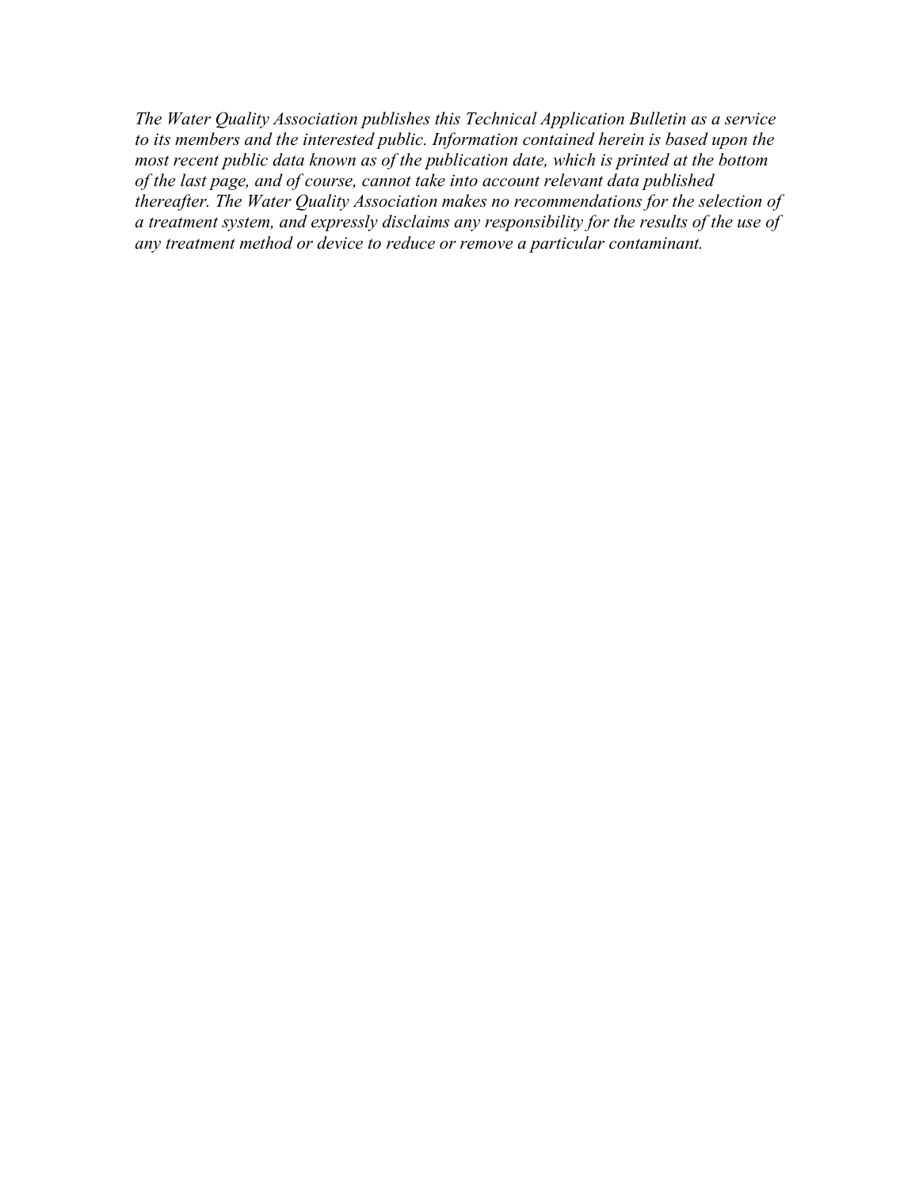*The Water Quality Association publishes this Technical Application Bulletin as a service to its members and the interested public. Information contained herein is based upon the most recent public data known as of the publication date, which is printed at the bottom of the last page, and of course, cannot take into account relevant data published thereafter. The Water Quality Association makes no recommendations for the selection of a treatment system, and expressly disclaims any responsibility for the results of the use of any treatment method or device to reduce or remove a particular contaminant.*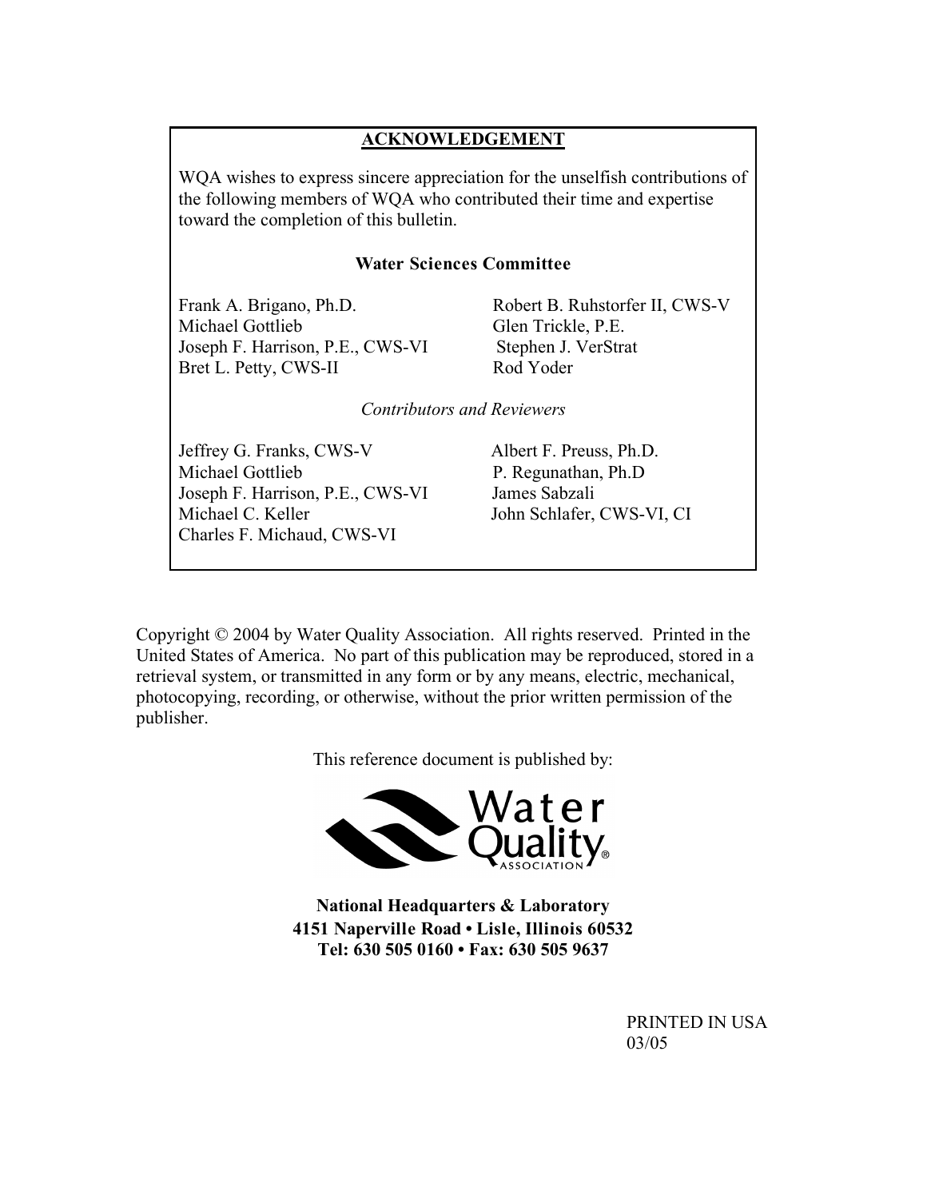## ACKNOWLEDGEMENT

WQA wishes to express sincere appreciation for the unselfish contributions of the following members of WQA who contributed their time and expertise toward the completion of this bulletin.

**Water Sciences Committee**

Frank A. Brigano, Ph.D.
Michael Gottlieb
Joseph F. Harrison, P.E., CWS-VI
Bret L. Petty, CWS-II
Robert B. Ruhstorfer II, CWS-V
Glen Trickle, P.E.
Stephen J. VerStrat
Rod Yoder

*Contributors and Reviewers*

Jeffrey G. Franks, CWS-V
Michael Gottlieb
Joseph F. Harrison, P.E., CWS-VI
Michael C. Keller
Charles F. Michaud, CWS-VI
Albert F. Preuss, Ph.D.
P. Regunathan, Ph.D
James Sabzali
John Schlafer, CWS-VI, CI

Copyright © 2004 by Water Quality Association. All rights reserved. Printed in the United States of America. No part of this publication may be reproduced, stored in a retrieval system, or transmitted in any form or by any means, electric, mechanical, photocopying, recording, or otherwise, without the prior written permission of the publisher.

This reference document is published by:

Water Quality® Association

**National Headquarters & Laboratory**
**4151 Naperville Road • Lisle, Illinois 60532**
**Tel: 630 505 0160 • Fax: 630 505 9637**

PRINTED IN USA
03/05